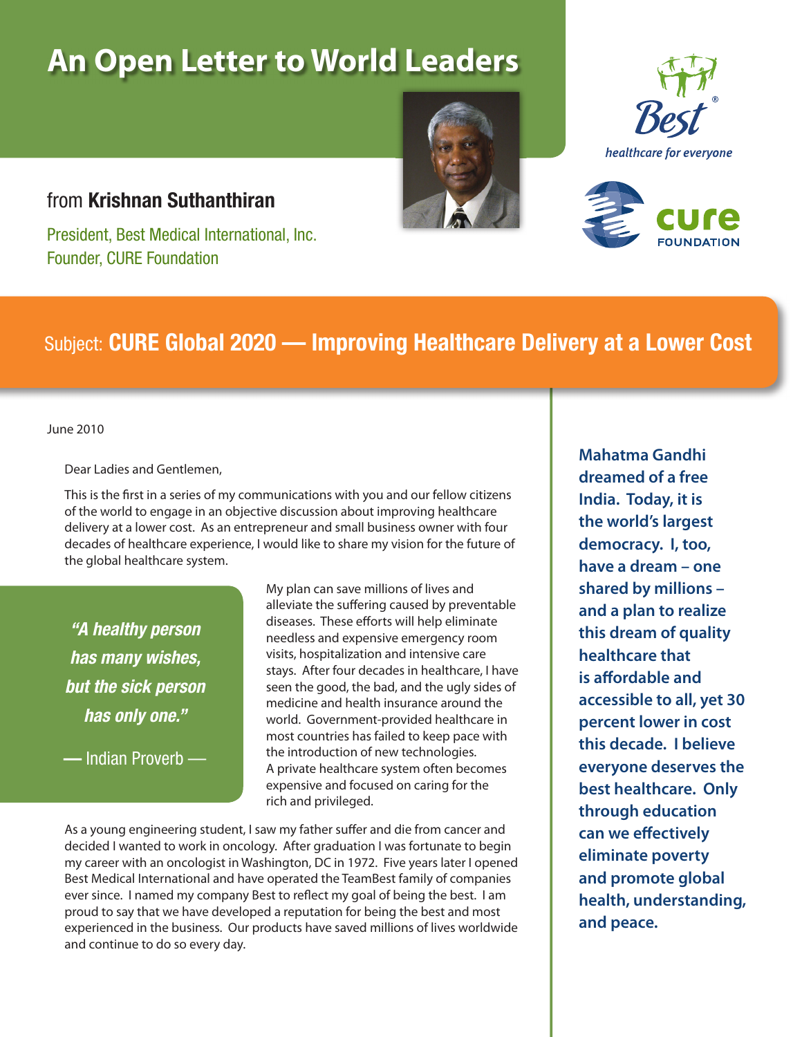# An Open Letter to World Leaders

from **Krishnan Suthanthiran**

President, Best Medical International, Inc.
Founder, CURE Foundation

Best® healthcare for everyone

cure FOUNDATION

## Subject: CURE Global 2020 — Improving Healthcare Delivery at a Lower Cost

June 2010

Dear Ladies and Gentlemen,

This is the first in a series of my communications with you and our fellow citizens of the world to engage in an objective discussion about improving healthcare delivery at a lower cost. As an entrepreneur and small business owner with four decades of healthcare experience, I would like to share my vision for the future of the global healthcare system.

> *"A healthy person has many wishes, but the sick person has only one."*
>
> — Indian Proverb —

My plan can save millions of lives and alleviate the suffering caused by preventable diseases. These efforts will help eliminate needless and expensive emergency room visits, hospitalization and intensive care stays. After four decades in healthcare, I have seen the good, the bad, and the ugly sides of medicine and health insurance around the world. Government-provided healthcare in most countries has failed to keep pace with the introduction of new technologies. A private healthcare system often becomes expensive and focused on caring for the rich and privileged.

As a young engineering student, I saw my father suffer and die from cancer and decided I wanted to work in oncology. After graduation I was fortunate to begin my career with an oncologist in Washington, DC in 1972. Five years later I opened Best Medical International and have operated the TeamBest family of companies ever since. I named my company Best to reflect my goal of being the best. I am proud to say that we have developed a reputation for being the best and most experienced in the business. Our products have saved millions of lives worldwide and continue to do so every day.

**Mahatma Gandhi dreamed of a free India. Today, it is the world's largest democracy. I, too, have a dream – one shared by millions – and a plan to realize this dream of quality healthcare that is affordable and accessible to all, yet 30 percent lower in cost this decade. I believe everyone deserves the best healthcare. Only through education can we effectively eliminate poverty and promote global health, understanding, and peace.**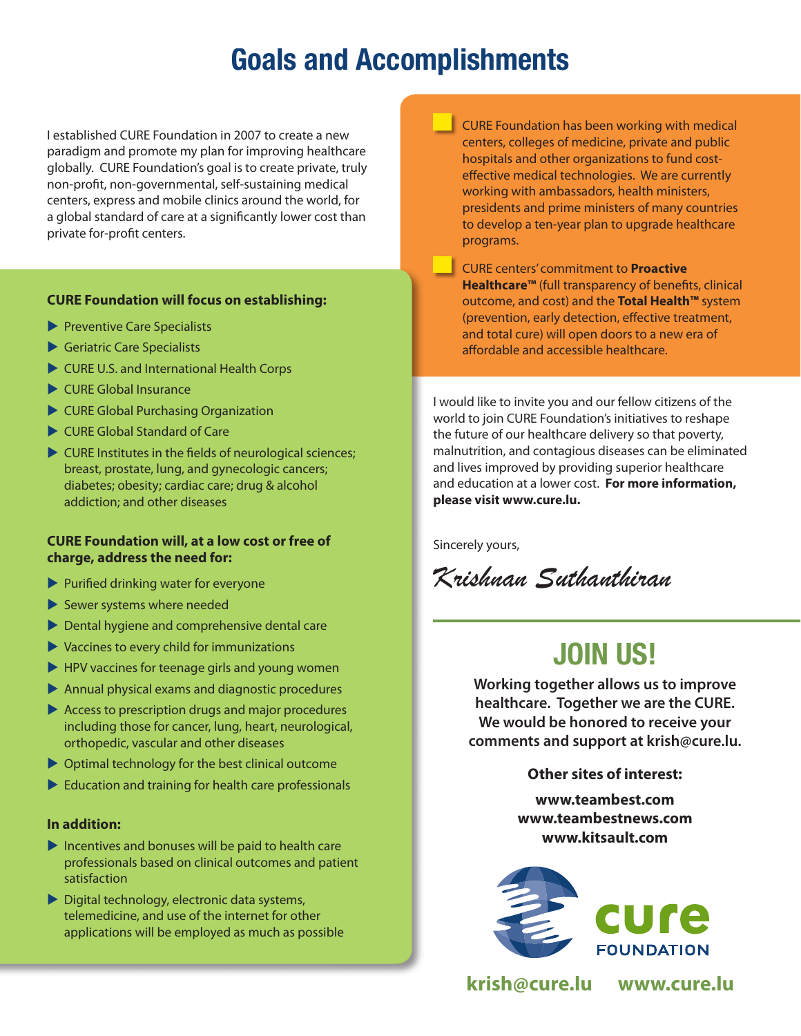# Goals and Accomplishments

I established CURE Foundation in 2007 to create a new paradigm and promote my plan for improving healthcare globally. CURE Foundation's goal is to create private, truly non-profit, non-governmental, self-sustaining medical centers, express and mobile clinics around the world, for a global standard of care at a significantly lower cost than private for-profit centers.

**CURE Foundation will focus on establishing:**

- Preventive Care Specialists
- Geriatric Care Specialists
- CURE U.S. and International Health Corps
- CURE Global Insurance
- CURE Global Purchasing Organization
- CURE Global Standard of Care
- CURE Institutes in the fields of neurological sciences; breast, prostate, lung, and gynecologic cancers; diabetes; obesity; cardiac care; drug & alcohol addiction; and other diseases

**CURE Foundation will, at a low cost or free of charge, address the need for:**

- Purified drinking water for everyone
- Sewer systems where needed
- Dental hygiene and comprehensive dental care
- Vaccines to every child for immunizations
- HPV vaccines for teenage girls and young women
- Annual physical exams and diagnostic procedures
- Access to prescription drugs and major procedures including those for cancer, lung, heart, neurological, orthopedic, vascular and other diseases
- Optimal technology for the best clinical outcome
- Education and training for health care professionals

**In addition:**

- Incentives and bonuses will be paid to health care professionals based on clinical outcomes and patient satisfaction
- Digital technology, electronic data systems, telemedicine, and use of the internet for other applications will be employed as much as possible

- CURE Foundation has been working with medical centers, colleges of medicine, private and public hospitals and other organizations to fund cost-effective medical technologies. We are currently working with ambassadors, health ministers, presidents and prime ministers of many countries to develop a ten-year plan to upgrade healthcare programs.
- CURE centers' commitment to **Proactive Healthcare™** (full transparency of benefits, clinical outcome, and cost) and the **Total Health™** system (prevention, early detection, effective treatment, and total cure) will open doors to a new era of affordable and accessible healthcare.

I would like to invite you and our fellow citizens of the world to join CURE Foundation's initiatives to reshape the future of our healthcare delivery so that poverty, malnutrition, and contagious diseases can be eliminated and lives improved by providing superior healthcare and education at a lower cost. **For more information, please visit www.cure.lu.**

Sincerely yours,

*Krishnan Suthanthiran*

## JOIN US!

**Working together allows us to improve healthcare. Together we are the CURE. We would be honored to receive your comments and support at krish@cure.lu.**

**Other sites of interest:**

**www.teambest.com**
**www.teambestnews.com**
**www.kitsault.com**

cure FOUNDATION

**krish@cure.lu www.cure.lu**